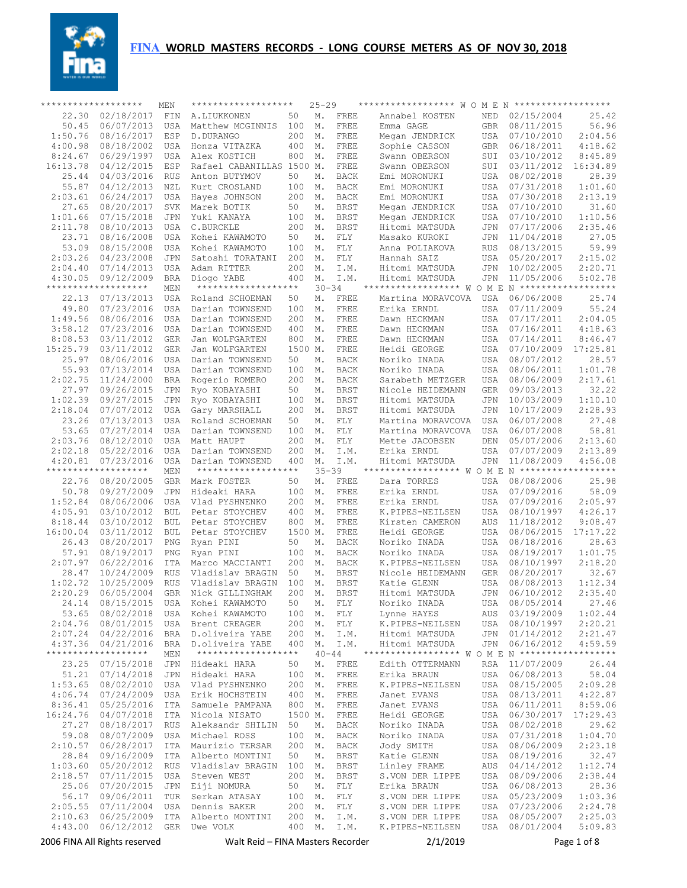# FINA WORLD MASTERS RECORDS - LONG COURSE METERS AS OF NOV 30, 2018

| MEN Time | Date | Nat | Name | Dist | | Stroke | WOMEN Name | Nat | Date | Time |
|---|---|---|---|---|---|---|---|---|---|---|
| **25-29** | | | | | | | | | | |
| 22.30 | 02/18/2017 | FIN | A.LIUKKONEN | 50 | M. | FREE | Annabel KOSTEN | NED | 02/15/2004 | 25.42 |
| 50.45 | 06/07/2013 | USA | Matthew MCGINNIS | 100 | M. | FREE | Emma GAGE | GBR | 08/11/2015 | 56.96 |
| 1:50.76 | 08/16/2017 | ESP | D.DURANGO | 200 | M. | FREE | Megan JENDRICK | USA | 07/10/2010 | 2:04.56 |
| 4:00.98 | 08/18/2002 | USA | Honza VITAZKA | 400 | M. | FREE | Sophie CASSON | GBR | 06/18/2011 | 4:18.62 |
| 8:24.67 | 06/29/1997 | USA | Alex KOSTICH | 800 | M. | FREE | Swann OBERSON | SUI | 03/10/2012 | 8:45.89 |
| 16:13.78 | 04/12/2015 | ESP | Rafael CABANILLAS | 1500 | M. | FREE | Swann OBERSON | SUI | 03/11/2012 | 16:34.89 |
| 25.44 | 04/03/2016 | RUS | Anton BUTYMOV | 50 | M. | BACK | Emi MORONUKI | USA | 08/02/2018 | 28.39 |
| 55.87 | 04/12/2013 | NZL | Kurt CROSLAND | 100 | M. | BACK | Emi MORONUKI | USA | 07/31/2018 | 1:01.60 |
| 2:03.61 | 06/24/2017 | USA | Hayes JOHNSON | 200 | M. | BACK | Emi MORONUKI | USA | 07/30/2018 | 2:13.19 |
| 27.65 | 08/20/2017 | SVK | Marek BOTIK | 50 | M. | BRST | Megan JENDRICK | USA | 07/10/2010 | 31.60 |
| 1:01.66 | 07/15/2018 | JPN | Yuki KANAYA | 100 | M. | BRST | Megan JENDRICK | USA | 07/10/2010 | 1:10.56 |
| 2:11.78 | 08/10/2013 | USA | C.BURCKLE | 200 | M. | BRST | Hitomi MATSUDA | JPN | 07/17/2006 | 2:35.46 |
| 23.71 | 08/16/2008 | USA | Kohei KAWAMOTO | 50 | M. | FLY | Masako KUROKI | JPN | 11/04/2018 | 27.05 |
| 53.09 | 08/15/2008 | USA | Kohei KAWAMOTO | 100 | M. | FLY | Anna POLIAKOVA | RUS | 08/13/2015 | 59.99 |
| 2:03.26 | 04/23/2008 | JPN | Satoshi TORATANI | 200 | M. | FLY | Hannah SAIZ | USA | 05/20/2017 | 2:15.02 |
| 2:04.40 | 07/14/2013 | USA | Adam RITTER | 200 | M. | I.M. | Hitomi MATSUDA | JPN | 10/02/2005 | 2:20.71 |
| 4:30.05 | 09/12/2009 | BRA | Diogo YABE | 400 | M. | I.M. | Hitomi MATSUDA | JPN | 11/05/2006 | 5:02.78 |
| **30-34** | | | | | | | | | | |
| 22.13 | 07/13/2013 | USA | Roland SCHOEMAN | 50 | M. | FREE | Martina MORAVCOVA | USA | 06/06/2008 | 25.74 |
| 49.80 | 07/23/2016 | USA | Darian TOWNSEND | 100 | M. | FREE | Erika ERNDL | USA | 07/11/2009 | 55.24 |
| 1:49.56 | 08/06/2016 | USA | Darian TOWNSEND | 200 | M. | FREE | Dawn HECKMAN | USA | 07/17/2011 | 2:04.05 |
| 3:58.12 | 07/23/2016 | USA | Darian TOWNSEND | 400 | M. | FREE | Dawn HECKMAN | USA | 07/16/2011 | 4:18.63 |
| 8:08.53 | 03/11/2012 | GER | Jan WOLFGARTEN | 800 | M. | FREE | Dawn HECKMAN | USA | 07/14/2011 | 8:46.47 |
| 15:25.79 | 03/11/2012 | GER | Jan WOLFGARTEN | 1500 | M. | FREE | Heidi GEORGE | USA | 07/10/2009 | 17:25.81 |
| 25.97 | 08/06/2016 | USA | Darian TOWNSEND | 50 | M. | BACK | Noriko INADA | USA | 08/07/2012 | 28.57 |
| 55.93 | 07/13/2014 | USA | Darian TOWNSEND | 100 | M. | BACK | Noriko INADA | USA | 08/06/2011 | 1:01.78 |
| 2:02.75 | 11/24/2000 | BRA | Rogerio ROMERO | 200 | M. | BACK | Sarabeth METZGER | USA | 08/06/2009 | 2:17.61 |
| 27.97 | 09/26/2015 | JPN | Ryo KOBAYASHI | 50 | M. | BRST | Nicole HEIDEMANN | GER | 09/03/2013 | 32.22 |
| 1:02.39 | 09/27/2015 | JPN | Ryo KOBAYASHI | 100 | M. | BRST | Hitomi MATSUDA | JPN | 10/03/2009 | 1:10.10 |
| 2:18.04 | 07/07/2012 | USA | Gary MARSHALL | 200 | M. | BRST | Hitomi MATSUDA | JPN | 10/17/2009 | 2:28.93 |
| 23.26 | 07/13/2013 | USA | Roland SCHOEMAN | 50 | M. | FLY | Martina MORAVCOVA | USA | 06/07/2008 | 27.48 |
| 53.65 | 07/27/2014 | USA | Darian TOWNSEND | 100 | M. | FLY | Martina MORAVCOVA | USA | 06/07/2008 | 58.81 |
| 2:03.76 | 08/12/2010 | USA | Matt HAUPT | 200 | M. | FLY | Mette JACOBSEN | DEN | 05/07/2006 | 2:13.60 |
| 2:02.18 | 05/22/2016 | USA | Darian TOWNSEND | 200 | M. | I.M. | Erika ERNDL | USA | 07/07/2009 | 2:13.89 |
| 4:20.81 | 07/23/2016 | USA | Darian TOWNSEND | 400 | M. | I.M. | Hitomi MATSUDA | JPN | 11/08/2009 | 4:56.08 |
| **35-39** | | | | | | | | | | |
| 22.76 | 08/20/2005 | GBR | Mark FOSTER | 50 | M. | FREE | Dara TORRES | USA | 08/08/2006 | 25.98 |
| 50.78 | 09/27/2009 | JPN | Hideaki HARA | 100 | M. | FREE | Erika ERNDL | USA | 07/09/2016 | 58.09 |
| 1:52.84 | 08/06/2006 | USA | Vlad PYSHNENKO | 200 | M. | FREE | Erika ERNDL | USA | 07/09/2016 | 2:05.97 |
| 4:05.91 | 03/10/2012 | BUL | Petar STOYCHEV | 400 | M. | FREE | K.PIPES-NEILSEN | USA | 08/10/1997 | 4:26.17 |
| 8:18.44 | 03/10/2012 | BUL | Petar STOYCHEV | 800 | M. | FREE | Kirsten CAMERON | AUS | 11/18/2012 | 9:08.47 |
| 16:00.04 | 03/11/2012 | BUL | Petar STOYCHEV | 1500 | M. | FREE | Heidi GEORGE | USA | 08/06/2015 | 17:17.22 |
| 26.43 | 08/20/2017 | PNG | Ryan PINI | 50 | M. | BACK | Noriko INADA | USA | 08/18/2016 | 28.63 |
| 57.91 | 08/19/2017 | PNG | Ryan PINI | 100 | M. | BACK | Noriko INADA | USA | 08/19/2017 | 1:01.75 |
| 2:07.97 | 06/22/2016 | ITA | Marco MACCIANTI | 200 | M. | BACK | K.PIPES-NEILSEN | USA | 08/10/1997 | 2:18.20 |
| 28.47 | 10/24/2009 | RUS | Vladislav BRAGIN | 50 | M. | BRST | Nicole HEIDEMANN | GER | 08/20/2017 | 32.67 |
| 1:02.72 | 10/25/2009 | RUS | Vladislav BRAGIN | 100 | M. | BRST | Katie GLENN | USA | 08/08/2013 | 1:12.34 |
| 2:20.29 | 06/05/2004 | GBR | Nick GILLINGHAM | 200 | M. | BRST | Hitomi MATSUDA | JPN | 06/10/2012 | 2:35.40 |
| 24.14 | 08/15/2015 | USA | Kohei KAWAMOTO | 50 | M. | FLY | Noriko INADA | USA | 08/05/2014 | 27.46 |
| 53.65 | 08/02/2018 | USA | Kohei KAWAMOTO | 100 | M. | FLY | Lynne HAYES | AUS | 03/19/2009 | 1:02.44 |
| 2:04.76 | 08/01/2015 | USA | Brent CREAGER | 200 | M. | FLY | K.PIPES-NEILSEN | USA | 08/10/1997 | 2:20.21 |
| 2:07.24 | 04/22/2016 | BRA | D.oliveira YABE | 200 | M. | I.M. | Hitomi MATSUDA | JPN | 01/14/2012 | 2:21.47 |
| 4:37.36 | 04/21/2016 | BRA | D.oliveira YABE | 400 | M. | I.M. | Hitomi MATSUDA | JPN | 06/16/2012 | 4:59.59 |
| **40-44** | | | | | | | | | | |
| 23.25 | 07/15/2018 | JPN | Hideaki HARA | 50 | M. | FREE | Edith OTTERMANN | RSA | 11/07/2009 | 26.44 |
| 51.21 | 07/14/2018 | JPN | Hideaki HARA | 100 | M. | FREE | Erika BRAUN | USA | 06/08/2013 | 58.04 |
| 1:53.65 | 08/02/2010 | USA | Vlad PYSHNENKO | 200 | M. | FREE | K.PIPES-NEILSEN | USA | 08/15/2005 | 2:09.28 |
| 4:06.74 | 07/24/2009 | USA | Erik HOCHSTEIN | 400 | M. | FREE | Janet EVANS | USA | 08/13/2011 | 4:22.87 |
| 8:36.41 | 05/25/2016 | ITA | Samuele PAMPANA | 800 | M. | FREE | Janet EVANS | USA | 06/11/2011 | 8:59.06 |
| 16:24.76 | 04/07/2018 | ITA | Nicola NISATO | 1500 | M. | FREE | Heidi GEORGE | USA | 06/30/2017 | 17:29.43 |
| 27.27 | 08/18/2017 | RUS | Aleksandr SHILIN | 50 | M. | BACK | Noriko INADA | USA | 08/02/2018 | 29.62 |
| 59.08 | 08/07/2009 | USA | Michael ROSS | 100 | M. | BACK | Noriko INADA | USA | 07/31/2018 | 1:04.70 |
| 2:10.57 | 06/28/2017 | ITA | Maurizio TERSAR | 200 | M. | BACK | Jody SMITH | USA | 08/06/2009 | 2:23.18 |
| 28.84 | 09/16/2009 | ITA | Alberto MONTINI | 50 | M. | BRST | Katie GLENN | USA | 08/19/2016 | 32.47 |
| 1:03.60 | 05/20/2012 | RUS | Vladislav BRAGIN | 100 | M. | BRST | Linley FRAME | AUS | 04/14/2012 | 1:12.74 |
| 2:18.57 | 07/11/2015 | USA | Steven WEST | 200 | M. | BRST | S.VON DER LIPPE | USA | 08/09/2006 | 2:38.44 |
| 25.06 | 07/20/2015 | JPN | Eiji NOMURA | 50 | M. | FLY | Erika BRAUN | USA | 06/08/2013 | 28.36 |
| 56.17 | 09/06/2011 | TUR | Serkan ATASAY | 100 | M. | FLY | S.VON DER LIPPE | USA | 05/23/2009 | 1:03.36 |
| 2:05.55 | 07/11/2004 | USA | Dennis BAKER | 200 | M. | FLY | S.VON DER LIPPE | USA | 07/23/2006 | 2:24.78 |
| 2:10.63 | 06/25/2009 | ITA | Alberto MONTINI | 200 | M. | I.M. | S.VON DER LIPPE | USA | 08/05/2007 | 2:25.03 |
| 4:43.00 | 06/12/2012 | GER | Uwe VOLK | 400 | M. | I.M. | K.PIPES-NEILSEN | USA | 08/01/2004 | 5:09.83 |

2006 FINA All Rights reserved — Walt Reid – FINA Masters Recorder — 2/1/2019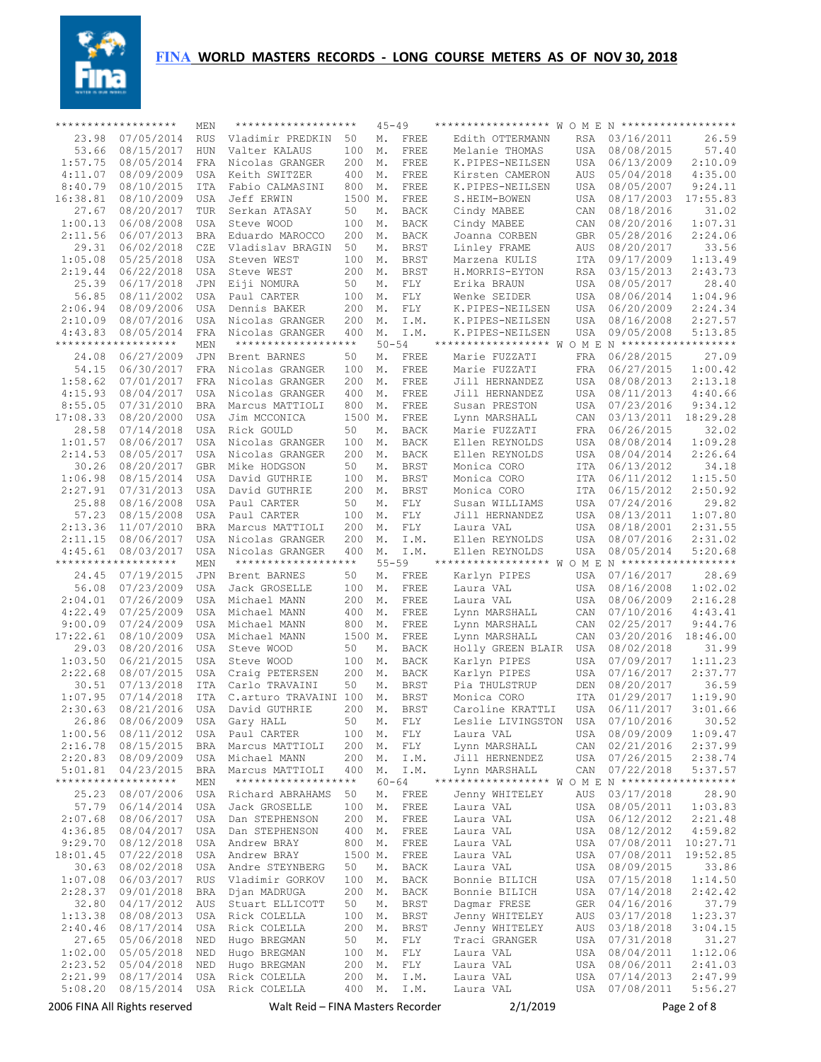# FINA WORLD MASTERS RECORDS - LONG COURSE METERS AS OF NOV 30, 2018

| MEN Time | Date | Nat | Name | Dist | | Stroke | WOMEN Name | Nat | Date | Time |
|---|---|---|---|---|---|---|---|---|---|---|
| **45-49** | | | | | | | | | | |
| 23.98 | 07/05/2014 | RUS | Vladimir PREDKIN | 50 | M. | FREE | Edith OTTERMANN | RSA | 03/16/2011 | 26.59 |
| 53.66 | 08/15/2017 | HUN | Valter KALAUS | 100 | M. | FREE | Melanie THOMAS | USA | 08/08/2015 | 57.40 |
| 1:57.75 | 08/05/2014 | FRA | Nicolas GRANGER | 200 | M. | FREE | K.PIPES-NEILSEN | USA | 06/13/2009 | 2:10.09 |
| 4:11.07 | 08/09/2009 | USA | Keith SWITZER | 400 | M. | FREE | Kirsten CAMERON | AUS | 05/04/2018 | 4:35.00 |
| 8:40.79 | 08/10/2015 | ITA | Fabio CALMASINI | 800 | M. | FREE | K.PIPES-NEILSEN | USA | 08/05/2007 | 9:24.11 |
| 16:38.81 | 08/10/2009 | USA | Jeff ERWIN | 1500 | M. | FREE | S.HEIM-BOWEN | USA | 08/17/2003 | 17:55.83 |
| 27.67 | 08/20/2017 | TUR | Serkan ATASAY | 50 | M. | BACK | Cindy MABEE | CAN | 08/18/2016 | 31.02 |
| 1:00.13 | 06/08/2008 | USA | Steve WOOD | 100 | M. | BACK | Cindy MABEE | CAN | 08/20/2016 | 1:07.31 |
| 2:11.56 | 06/07/2013 | BRA | Eduardo MAROCCO | 200 | M. | BACK | Joanna CORBEN | GBR | 05/28/2016 | 2:24.06 |
| 29.31 | 06/02/2018 | CZE | Vladislav BRAGIN | 50 | M. | BRST | Linley FRAME | AUS | 08/20/2017 | 33.56 |
| 1:05.08 | 05/25/2018 | USA | Steven WEST | 100 | M. | BRST | Marzena KULIS | ITA | 09/17/2009 | 1:13.49 |
| 2:19.44 | 06/22/2018 | USA | Steve WEST | 200 | M. | BRST | H.MORRIS-EYTON | RSA | 03/15/2013 | 2:43.73 |
| 25.39 | 06/17/2018 | JPN | Eiji NOMURA | 50 | M. | FLY | Erika BRAUN | USA | 08/05/2017 | 28.40 |
| 56.85 | 08/11/2002 | USA | Paul CARTER | 100 | M. | FLY | Wenke SEIDER | USA | 08/06/2014 | 1:04.96 |
| 2:06.94 | 08/09/2006 | USA | Dennis BAKER | 200 | M. | FLY | K.PIPES-NEILSEN | USA | 06/20/2009 | 2:24.34 |
| 2:10.09 | 08/07/2016 | USA | Nicolas GRANGER | 200 | M. | I.M. | K.PIPES-NEILSEN | USA | 08/16/2008 | 2:27.57 |
| 4:43.83 | 08/05/2014 | FRA | Nicolas GRANGER | 400 | M. | I.M. | K.PIPES-NEILSEN | USA | 09/05/2008 | 5:13.85 |
| **50-54** | | | | | | | | | | |
| 24.08 | 06/27/2009 | JPN | Brent BARNES | 50 | M. | FREE | Marie FUZZATI | FRA | 06/28/2015 | 27.09 |
| 54.15 | 06/30/2017 | FRA | Nicolas GRANGER | 100 | M. | FREE | Marie FUZZATI | FRA | 06/27/2015 | 1:00.42 |
| 1:58.62 | 07/01/2017 | FRA | Nicolas GRANGER | 200 | M. | FREE | Jill HERNANDEZ | USA | 08/08/2013 | 2:13.18 |
| 4:15.93 | 08/04/2017 | USA | Nicolas GRANGER | 400 | M. | FREE | Jill HERNANDEZ | USA | 08/11/2013 | 4:40.66 |
| 8:55.05 | 07/31/2010 | BRA | Marcus MATTIOLI | 800 | M. | FREE | Susan PRESTON | USA | 07/23/2016 | 9:34.12 |
| 17:08.33 | 08/20/2000 | USA | Jim MCCONICA | 1500 | M. | FREE | Lynn MARSHALL | CAN | 03/13/2011 | 18:29.28 |
| 28.58 | 07/14/2018 | USA | Rick GOULD | 50 | M. | BACK | Marie FUZZATI | FRA | 06/26/2015 | 32.02 |
| 1:01.57 | 08/06/2017 | USA | Nicolas GRANGER | 100 | M. | BACK | Ellen REYNOLDS | USA | 08/08/2014 | 1:09.28 |
| 2:14.53 | 08/05/2017 | USA | Nicolas GRANGER | 200 | M. | BACK | Ellen REYNOLDS | USA | 08/04/2014 | 2:26.64 |
| 30.26 | 08/20/2017 | GBR | Mike HODGSON | 50 | M. | BRST | Monica CORO | ITA | 06/13/2012 | 34.18 |
| 1:06.98 | 08/15/2014 | USA | David GUTHRIE | 100 | M. | BRST | Monica CORO | ITA | 06/11/2012 | 1:15.50 |
| 2:27.91 | 07/31/2013 | USA | David GUTHRIE | 200 | M. | BRST | Monica CORO | ITA | 06/15/2012 | 2:50.92 |
| 25.88 | 08/16/2008 | USA | Paul CARTER | 50 | M. | FLY | Susan WILLIAMS | USA | 07/24/2016 | 29.82 |
| 57.23 | 08/15/2008 | USA | Paul CARTER | 100 | M. | FLY | Jill HERNANDEZ | USA | 08/13/2011 | 1:07.80 |
| 2:13.36 | 11/07/2010 | BRA | Marcus MATTIOLI | 200 | M. | FLY | Laura VAL | USA | 08/18/2001 | 2:31.55 |
| 2:11.15 | 08/06/2017 | USA | Nicolas GRANGER | 200 | M. | I.M. | Ellen REYNOLDS | USA | 08/07/2016 | 2:31.02 |
| 4:45.61 | 08/03/2017 | USA | Nicolas GRANGER | 400 | M. | I.M. | Ellen REYNOLDS | USA | 08/05/2014 | 5:20.68 |
| **55-59** | | | | | | | | | | |
| 24.45 | 07/19/2015 | JPN | Brent BARNES | 50 | M. | FREE | Karlyn PIPES | USA | 07/16/2017 | 28.69 |
| 56.08 | 07/23/2009 | USA | Jack GROSELLE | 100 | M. | FREE | Laura VAL | USA | 08/16/2008 | 1:02.02 |
| 2:04.01 | 07/26/2009 | USA | Michael MANN | 200 | M. | FREE | Laura VAL | USA | 08/06/2009 | 2:16.28 |
| 4:22.49 | 07/25/2009 | USA | Michael MANN | 400 | M. | FREE | Lynn MARSHALL | CAN | 07/10/2016 | 4:43.41 |
| 9:00.09 | 07/24/2009 | USA | Michael MANN | 800 | M. | FREE | Lynn MARSHALL | CAN | 02/25/2017 | 9:44.76 |
| 17:22.61 | 08/10/2009 | USA | Michael MANN | 1500 | M. | FREE | Lynn MARSHALL | CAN | 03/20/2016 | 18:46.00 |
| 29.03 | 08/20/2016 | USA | Steve WOOD | 50 | M. | BACK | Holly GREEN BLAIR | USA | 08/02/2018 | 31.99 |
| 1:03.50 | 06/21/2015 | USA | Steve WOOD | 100 | M. | BACK | Karlyn PIPES | USA | 07/09/2017 | 1:11.23 |
| 2:22.68 | 08/07/2015 | USA | Craig PETERSEN | 200 | M. | BACK | Karlyn PIPES | USA | 07/16/2017 | 2:37.77 |
| 30.51 | 07/13/2018 | ITA | Carlo TRAVAINI | 50 | M. | BRST | Pia THULSTRUP | DEN | 08/20/2017 | 36.59 |
| 1:07.95 | 07/14/2018 | ITA | C.arturo TRAVAINI | 100 | M. | BRST | Monica CORO | ITA | 01/29/2017 | 1:19.90 |
| 2:30.63 | 08/21/2016 | USA | David GUTHRIE | 200 | M. | BRST | Caroline KRATTLI | USA | 06/11/2017 | 3:01.66 |
| 26.86 | 08/06/2009 | USA | Gary HALL | 50 | M. | FLY | Leslie LIVINGSTON | USA | 07/10/2016 | 30.52 |
| 1:00.56 | 08/11/2012 | USA | Paul CARTER | 100 | M. | FLY | Laura VAL | USA | 08/09/2009 | 1:09.47 |
| 2:16.78 | 08/15/2015 | BRA | Marcus MATTIOLI | 200 | M. | FLY | Lynn MARSHALL | CAN | 02/21/2016 | 2:37.99 |
| 2:20.83 | 08/09/2009 | USA | Michael MANN | 200 | M. | I.M. | Jill HERNENDEZ | USA | 07/26/2015 | 2:38.74 |
| 5:01.81 | 04/23/2015 | BRA | Marcus MATTIOLI | 400 | M. | I.M. | Lynn MARSHALL | CAN | 07/22/2018 | 5:37.57 |
| **60-64** | | | | | | | | | | |
| 25.23 | 08/07/2006 | USA | Richard ABRAHAMS | 50 | M. | FREE | Jenny WHITELEY | AUS | 03/17/2018 | 28.90 |
| 57.79 | 06/14/2014 | USA | Jack GROSELLE | 100 | M. | FREE | Laura VAL | USA | 08/05/2011 | 1:03.83 |
| 2:07.68 | 08/06/2017 | USA | Dan STEPHENSON | 200 | M. | FREE | Laura VAL | USA | 06/12/2012 | 2:21.48 |
| 4:36.85 | 08/04/2017 | USA | Dan STEPHENSON | 400 | M. | FREE | Laura VAL | USA | 08/12/2012 | 4:59.82 |
| 9:29.70 | 08/12/2018 | USA | Andrew BRAY | 800 | M. | FREE | Laura VAL | USA | 07/08/2011 | 10:27.71 |
| 18:01.45 | 07/22/2018 | USA | Andrew BRAY | 1500 | M. | FREE | Laura VAL | USA | 07/08/2011 | 19:52.85 |
| 30.63 | 08/02/2018 | USA | Andre STEYNBERG | 50 | M. | BACK | Laura VAL | USA | 08/09/2015 | 33.86 |
| 1:07.08 | 06/03/2017 | RUS | Vladimir GORKOV | 100 | M. | BACK | Bonnie BILICH | USA | 07/15/2018 | 1:14.50 |
| 2:28.37 | 09/01/2018 | BRA | Djan MADRUGA | 200 | M. | BACK | Bonnie BILICH | USA | 07/14/2018 | 2:42.42 |
| 32.80 | 04/17/2012 | AUS | Stuart ELLICOTT | 50 | M. | BRST | Dagmar FRESE | GER | 04/16/2016 | 37.79 |
| 1:13.38 | 08/08/2013 | USA | Rick COLELLA | 100 | M. | BRST | Jenny WHITELEY | AUS | 03/17/2018 | 1:23.37 |
| 2:40.46 | 08/17/2014 | USA | Rick COLELLA | 200 | M. | BRST | Jenny WHITELEY | AUS | 03/18/2018 | 3:04.15 |
| 27.65 | 05/06/2018 | NED | Hugo BREGMAN | 50 | M. | FLY | Traci GRANGER | USA | 07/31/2018 | 31.27 |
| 1:02.00 | 05/05/2018 | NED | Hugo BREGMAN | 100 | M. | FLY | Laura VAL | USA | 08/04/2011 | 1:12.06 |
| 2:23.52 | 05/04/2018 | NED | Hugo BREGMAN | 200 | M. | FLY | Laura VAL | USA | 08/06/2011 | 2:41.03 |
| 2:21.99 | 08/17/2014 | USA | Rick COLELLA | 200 | M. | I.M. | Laura VAL | USA | 07/14/2013 | 2:47.99 |
| 5:08.20 | 08/15/2014 | USA | Rick COLELLA | 400 | M. | I.M. | Laura VAL | USA | 07/08/2011 | 5:56.27 |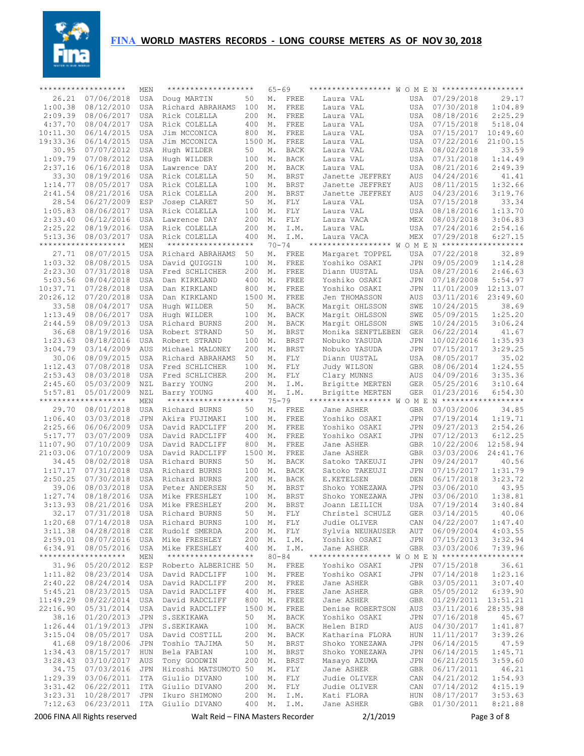# FINA WORLD MASTERS RECORDS - LONG COURSE METERS AS OF NOV 30, 2018

| Time | Date | Nat | Name (Men) | Dist | | Stroke | Name (Women) | Nat | Date | Time |
|---|---|---|---|---|---|---|---|---|---|---|
| | | MEN | | 65-69 | | | WOMEN | | | |
| 26.21 | 07/06/2018 | USA | Doug MARTIN | 50 | M. | FREE | Laura VAL | USA | 07/29/2018 | 29.17 |
| 1:00.38 | 08/12/2010 | USA | Richard ABRAHAMS | 100 | M. | FREE | Laura VAL | USA | 07/30/2018 | 1:04.89 |
| 2:09.39 | 08/06/2017 | USA | Rick COLELLA | 200 | M. | FREE | Laura VAL | USA | 08/18/2016 | 2:25.29 |
| 4:37.70 | 08/04/2017 | USA | Rick COLELLA | 400 | M. | FREE | Laura VAL | USA | 07/15/2018 | 5:18.04 |
| 10:11.30 | 06/14/2015 | USA | Jim MCCONICA | 800 | M. | FREE | Laura VAL | USA | 07/15/2017 | 10:49.60 |
| 19:33.36 | 06/14/2015 | USA | Jim MCCONICA | 1500 | M. | FREE | Laura VAL | USA | 07/22/2016 | 21:00.15 |
| 30.95 | 07/07/2012 | USA | Hugh WILDER | 50 | M. | BACK | Laura VAL | USA | 08/02/2018 | 33.59 |
| 1:09.79 | 07/08/2012 | USA | Hugh WILDER | 100 | M. | BACK | Laura VAL | USA | 07/31/2018 | 1:14.49 |
| 2:37.16 | 06/16/2018 | USA | Lawrence DAY | 200 | M. | BACK | Laura VAL | USA | 08/21/2016 | 2:49.39 |
| 33.30 | 08/19/2016 | USA | Rick COLELLA | 50 | M. | BRST | Janette JEFFREY | AUS | 04/24/2016 | 41.41 |
| 1:14.77 | 08/05/2017 | USA | Rick COLELLA | 100 | M. | BRST | Janette JEFFREY | AUS | 08/11/2015 | 1:32.66 |
| 2:41.54 | 08/21/2016 | USA | Rick COLELLA | 200 | M. | BRST | Janette JEFFREY | AUS | 04/23/2016 | 3:19.76 |
| 28.54 | 06/27/2009 | ESP | Josep CLARET | 50 | M. | FLY | Laura VAL | USA | 07/15/2018 | 33.34 |
| 1:05.83 | 08/06/2017 | USA | Rick COLELLA | 100 | M. | FLY | Laura VAL | USA | 08/18/2016 | 1:13.70 |
| 2:33.40 | 06/12/2016 | USA | Lawrence DAY | 200 | M. | FLY | Laura VACA | MEX | 08/03/2018 | 3:06.83 |
| 2:25.22 | 08/19/2016 | USA | Rick COLELLA | 200 | M. | I.M. | Laura VAL | USA | 07/24/2016 | 2:54.16 |
| 5:13.36 | 08/03/2017 | USA | Rick COLELLA | 400 | M. | I.M. | Laura VACA | MEX | 07/29/2018 | 6:27.15 |
| | | MEN | | 70-74 | | | WOMEN | | | |
| 27.71 | 08/07/2015 | USA | Richard ABRAHAMS | 50 | M. | FREE | Margaret TOPPEL | USA | 07/22/2018 | 32.89 |
| 1:03.32 | 08/08/2015 | USA | David QUIGGIN | 100 | M. | FREE | Yoshiko OSAKI | JPN | 09/05/2009 | 1:14.28 |
| 2:23.30 | 07/31/2018 | USA | Fred SCHLICHER | 200 | M. | FREE | Diann UUSTAL | USA | 08/27/2016 | 2:46.63 |
| 5:03.56 | 08/04/2018 | USA | Dan KIRKLAND | 400 | M. | FREE | Yoshiko OSAKI | JPN | 07/18/2008 | 5:54.97 |
| 10:37.71 | 07/28/2018 | USA | Dan KIRKLAND | 800 | M. | FREE | Yoshiko OSAKI | JPN | 11/01/2009 | 12:13.07 |
| 20:26.12 | 07/20/2018 | USA | Dan KIRKLAND | 1500 | M. | FREE | Jen THOMASSON | AUS | 03/11/2016 | 23:49.60 |
| 33.58 | 08/04/2017 | USA | Hugh WILDER | 50 | M. | BACK | Margit OHLSSON | SWE | 10/24/2015 | 38.69 |
| 1:13.49 | 08/06/2017 | USA | Hugh WILDER | 100 | M. | BACK | Margit OHLSSON | SWE | 05/09/2015 | 1:25.20 |
| 2:44.59 | 08/09/2013 | USA | Richard BURNS | 200 | M. | BACK | Margit OHLSSON | SWE | 10/24/2015 | 3:06.24 |
| 36.68 | 08/19/2016 | USA | Robert STRAND | 50 | M. | BRST | Monika SENFTLEBEN | GER | 06/22/2014 | 41.67 |
| 1:23.63 | 08/18/2016 | USA | Robert STRAND | 100 | M. | BRST | Nobuko YASUDA | JPN | 10/02/2016 | 1:35.93 |
| 3:04.79 | 03/14/2009 | AUS | Michael MALONEY | 200 | M. | BRST | Nobuko YASUDA | JPN | 07/15/2017 | 3:29.25 |
| 30.06 | 08/09/2015 | USA | Richard ABRAHAMS | 50 | M. | FLY | Diann UUSTAL | USA | 08/05/2017 | 35.02 |
| 1:12.43 | 07/08/2018 | USA | Fred SCHLICHER | 100 | M. | FLY | Judy WILSON | GBR | 08/06/2014 | 1:24.55 |
| 2:53.43 | 08/03/2018 | USA | Fred SCHLICHER | 200 | M. | FLY | Clary MUNNS | AUS | 04/09/2016 | 3:35.36 |
| 2:45.60 | 05/03/2009 | NZL | Barry YOUNG | 200 | M. | I.M. | Brigitte MERTEN | GER | 05/25/2016 | 3:10.64 |
| 5:57.81 | 05/01/2009 | NZL | Barry YOUNG | 400 | M. | I.M. | Brigitte MERTEN | GER | 01/23/2016 | 6:54.30 |
| | | MEN | | 75-79 | | | WOMEN | | | |
| 29.70 | 08/01/2018 | USA | Richard BURNS | 50 | M. | FREE | Jane ASHER | GBR | 03/03/2006 | 34.85 |
| 1:06.40 | 03/03/2018 | JPN | Akira FUJIMAKI | 100 | M. | FREE | Yoshiko OSAKI | JPN | 07/19/2014 | 1:19.71 |
| 2:25.66 | 06/06/2009 | USA | David RADCLIFF | 200 | M. | FREE | Yoshiko OSAKI | JPN | 09/27/2013 | 2:54.26 |
| 5:17.77 | 03/07/2009 | USA | David RADCLIFF | 400 | M. | FREE | Yoshiko OSAKI | JPN | 07/12/2013 | 6:12.25 |
| 11:07.90 | 07/10/2009 | USA | David RADCLIFF | 800 | M. | FREE | Jane ASHER | GBR | 10/22/2006 | 12:58.94 |
| 21:03.06 | 07/10/2009 | USA | David RADCLIFF | 1500 | M. | FREE | Jane ASHER | GBR | 03/03/2006 | 24:41.76 |
| 34.45 | 08/02/2018 | USA | Richard BURNS | 50 | M. | BACK | Satoko TAKEUJI | JPN | 09/24/2017 | 40.56 |
| 1:17.17 | 07/31/2018 | USA | Richard BURNS | 100 | M. | BACK | Satoko TAKEUJI | JPN | 07/15/2017 | 1:31.79 |
| 2:50.25 | 07/30/2018 | USA | Richard BURNS | 200 | M. | BACK | E.KETELSEN | DEN | 06/17/2018 | 3:23.72 |
| 39.06 | 08/03/2018 | USA | Peter ANDERSEN | 50 | M. | BRST | Shoko YONEZAWA | JPN | 03/06/2010 | 43.95 |
| 1:27.74 | 08/18/2016 | USA | Mike FRESHLEY | 100 | M. | BRST | Shoko YONEZAWA | JPN | 03/06/2010 | 1:38.81 |
| 3:13.93 | 08/21/2016 | USA | Mike FRESHLEY | 200 | M. | BRST | Joann LEILICH | USA | 07/19/2014 | 3:40.84 |
| 32.17 | 07/31/2018 | USA | Richard BURNS | 50 | M. | FLY | Christel SCHULZ | GER | 03/14/2015 | 40.06 |
| 1:20.68 | 07/14/2018 | USA | Richard BURNS | 100 | M. | FLY | Judie OLIVER | CAN | 04/22/2007 | 1:47.40 |
| 3:11.38 | 04/28/2018 | CZE | Rudolf SMERDA | 200 | M. | FLY | Sylvia NEUHAUSER | AUT | 06/09/2004 | 4:03.55 |
| 2:59.01 | 08/07/2016 | USA | Mike FRESHLEY | 200 | M. | I.M. | Yoshiko OSAKI | JPN | 07/15/2013 | 3:32.94 |
| 6:34.91 | 08/05/2016 | USA | Mike FRESHLEY | 400 | M. | I.M. | Jane ASHER | GBR | 03/03/2006 | 7:39.96 |
| | | MEN | | 80-84 | | | WOMEN | | | |
| 31.96 | 05/20/2012 | ESP | Roberto ALBERICHE | 50 | M. | FREE | Yoshiko OSAKI | JPN | 07/15/2018 | 36.61 |
| 1:11.82 | 08/23/2014 | USA | David RADCLIFF | 100 | M. | FREE | Yoshiko OSAKI | JPN | 07/14/2018 | 1:23.16 |
| 2:40.22 | 08/24/2014 | USA | David RADCLIFF | 200 | M. | FREE | Jane ASHER | GBR | 03/05/2011 | 3:07.40 |
| 5:45.21 | 08/23/2015 | USA | David RADCLIFF | 400 | M. | FREE | Jane ASHER | GBR | 05/05/2012 | 6:39.90 |
| 11:49.29 | 08/22/2014 | USA | David RADCLIFF | 800 | M. | FREE | Jane ASHER | GBR | 01/29/2011 | 13:51.21 |
| 22:16.90 | 05/31/2014 | USA | David RADCLIFF | 1500 | M. | FREE | Denise ROBERTSON | AUS | 03/11/2016 | 28:35.98 |
| 38.16 | 01/20/2013 | JPN | S.SEKIKAWA | 50 | M. | BACK | Yoshiko OSAKI | JPN | 07/16/2018 | 45.67 |
| 1:26.44 | 01/19/2013 | JPN | S.SEKIKAWA | 100 | M. | BACK | Helen BIRD | AUS | 04/30/2017 | 1:41.87 |
| 3:15.04 | 08/05/2017 | USA | David COSTILL | 200 | M. | BACK | Katharina FLORA | HUN | 11/11/2017 | 3:39.26 |
| 41.68 | 09/18/2006 | JPN | Toshio TAJIMA | 50 | M. | BRST | Shoko YONEZAWA | JPN | 06/14/2015 | 47.59 |
| 1:34.43 | 08/15/2017 | HUN | Bela FABIAN | 100 | M. | BRST | Shoko YONEZAWA | JPN | 06/14/2015 | 1:45.71 |
| 3:28.43 | 03/10/2017 | AUS | Tony GOODWIN | 200 | M. | BRST | Masayo AZUMA | JPN | 06/21/2015 | 3:59.60 |
| 34.75 | 07/03/2016 | JPN | Hiroshi MATSUMOTO | 50 | M. | FLY | Jane ASHER | GBR | 06/17/2011 | 46.21 |
| 1:29.39 | 03/06/2011 | ITA | Giulio DIVANO | 100 | M. | FLY | Judie OLIVER | CAN | 04/21/2012 | 1:54.93 |
| 3:31.42 | 06/22/2011 | ITA | Giulio DIVANO | 200 | M. | FLY | Judie OLIVER | CAN | 07/14/2012 | 4:15.19 |
| 3:23.31 | 10/28/2017 | JPN | Ikuro SHIMONO | 200 | M. | I.M. | Kati FLORA | HUN | 08/17/2017 | 3:53.63 |
| 7:12.63 | 06/23/2011 | ITA | Giulio DIVANO | 400 | M. | I.M. | Jane ASHER | GBR | 01/30/2011 | 8:21.88 |

2006 FINA All Rights reserved — Walt Reid – FINA Masters Recorder — 2/1/2019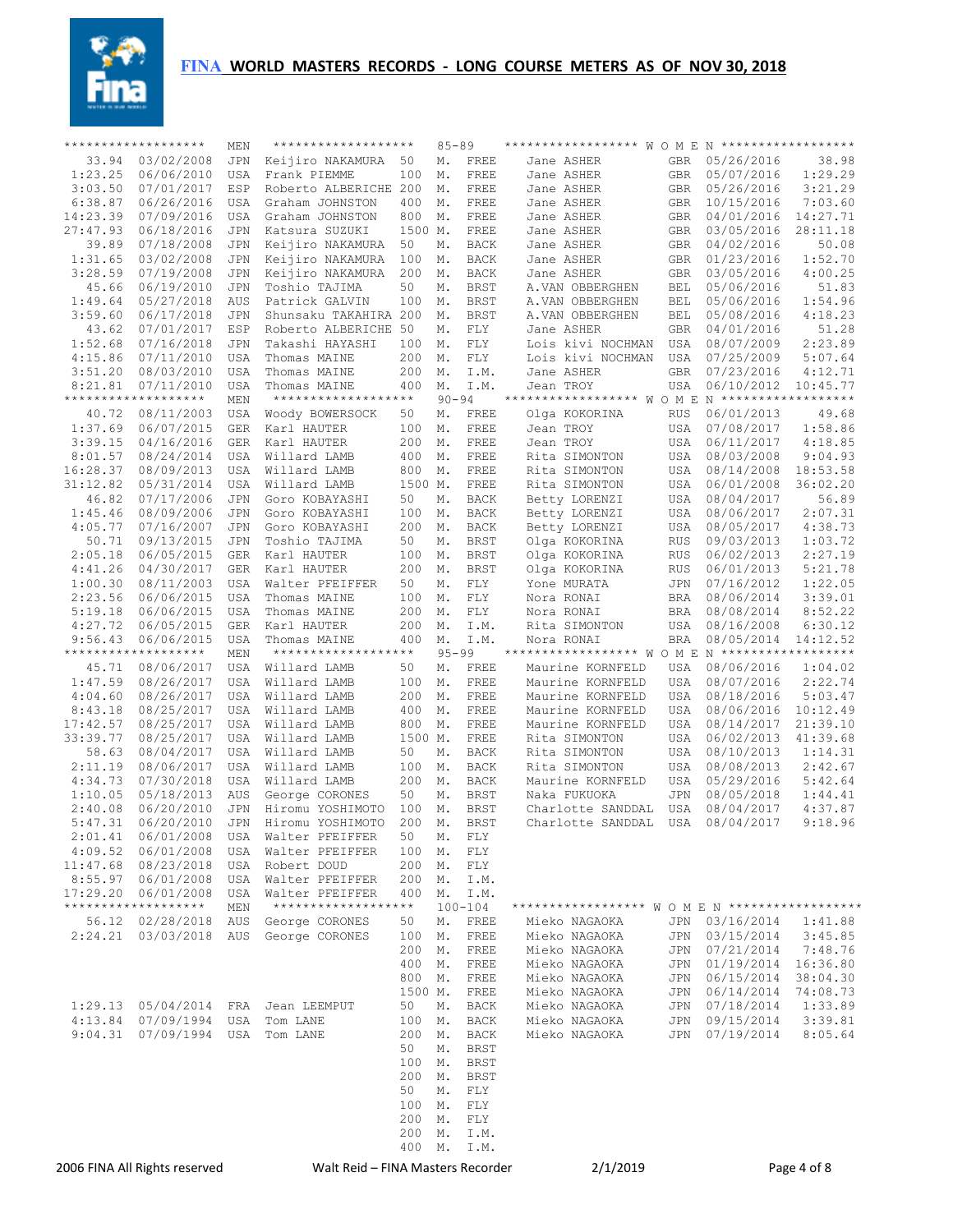# FINA WORLD MASTERS RECORDS - LONG COURSE METERS AS OF NOV 30, 2018

## 85-89

| Time | Date | Ctry | Name (Men) | Event | | | Name (Women) | Ctry | Date | Time |
|---|---|---|---|---|---|---|---|---|---|---|
| 33.94 | 03/02/2008 | JPN | Keijiro NAKAMURA | 50 | M. | FREE | Jane ASHER | GBR | 05/26/2016 | 38.98 |
| 1:23.25 | 06/06/2010 | USA | Frank PIEMME | 100 | M. | FREE | Jane ASHER | GBR | 05/07/2016 | 1:29.29 |
| 3:03.50 | 07/01/2017 | ESP | Roberto ALBERICHE | 200 | M. | FREE | Jane ASHER | GBR | 05/26/2016 | 3:21.29 |
| 6:38.87 | 06/26/2016 | USA | Graham JOHNSTON | 400 | M. | FREE | Jane ASHER | GBR | 10/15/2016 | 7:03.60 |
| 14:23.39 | 07/09/2016 | USA | Graham JOHNSTON | 800 | M. | FREE | Jane ASHER | GBR | 04/01/2016 | 14:27.71 |
| 27:47.93 | 06/18/2016 | JPN | Katsura SUZUKI | 1500 | M. | FREE | Jane ASHER | GBR | 03/05/2016 | 28:11.18 |
| 39.89 | 07/18/2008 | JPN | Keijiro NAKAMURA | 50 | M. | BACK | Jane ASHER | GBR | 04/02/2016 | 50.08 |
| 1:31.65 | 03/02/2008 | JPN | Keijiro NAKAMURA | 100 | M. | BACK | Jane ASHER | GBR | 01/23/2016 | 1:52.70 |
| 3:28.59 | 07/19/2008 | JPN | Keijiro NAKAMURA | 200 | M. | BACK | Jane ASHER | GBR | 03/05/2016 | 4:00.25 |
| 45.66 | 06/19/2010 | JPN | Toshio TAJIMA | 50 | M. | BRST | A.VAN OBBERGHEN | BEL | 05/06/2016 | 51.83 |
| 1:49.64 | 05/27/2018 | AUS | Patrick GALVIN | 100 | M. | BRST | A.VAN OBBERGHEN | BEL | 05/06/2016 | 1:54.96 |
| 3:59.60 | 06/17/2018 | JPN | Shunsaku TAKAHIRA | 200 | M. | BRST | A.VAN OBBERGHEN | BEL | 05/08/2016 | 4:18.23 |
| 43.62 | 07/01/2017 | ESP | Roberto ALBERICHE | 50 | M. | FLY | Jane ASHER | GBR | 04/01/2016 | 51.28 |
| 1:52.68 | 07/16/2018 | JPN | Takashi HAYASHI | 100 | M. | FLY | Lois kivi NOCHMAN | USA | 08/07/2009 | 2:23.89 |
| 4:15.86 | 07/11/2010 | USA | Thomas MAINE | 200 | M. | FLY | Lois kivi NOCHMAN | USA | 07/25/2009 | 5:07.64 |
| 3:51.20 | 08/03/2010 | USA | Thomas MAINE | 200 | M. | I.M. | Jane ASHER | GBR | 07/23/2016 | 4:12.71 |
| 8:21.81 | 07/11/2010 | USA | Thomas MAINE | 400 | M. | I.M. | Jean TROY | USA | 06/10/2012 | 10:45.77 |

## 90-94

| Time | Date | Ctry | Name (Men) | Event | | | Name (Women) | Ctry | Date | Time |
|---|---|---|---|---|---|---|---|---|---|---|
| 40.72 | 08/11/2003 | USA | Woody BOWERSOCK | 50 | M. | FREE | Olga KOKORINA | RUS | 06/01/2013 | 49.68 |
| 1:37.69 | 06/07/2015 | GER | Karl HAUTER | 100 | M. | FREE | Jean TROY | USA | 07/08/2017 | 1:58.86 |
| 3:39.15 | 04/16/2016 | GER | Karl HAUTER | 200 | M. | FREE | Jean TROY | USA | 06/11/2017 | 4:18.85 |
| 8:01.57 | 08/24/2014 | USA | Willard LAMB | 400 | M. | FREE | Rita SIMONTON | USA | 08/03/2008 | 9:04.93 |
| 16:28.37 | 08/09/2013 | USA | Willard LAMB | 800 | M. | FREE | Rita SIMONTON | USA | 08/14/2008 | 18:53.58 |
| 31:12.82 | 05/31/2014 | USA | Willard LAMB | 1500 | M. | FREE | Rita SIMONTON | USA | 06/01/2008 | 36:02.20 |
| 46.82 | 07/17/2006 | JPN | Goro KOBAYASHI | 50 | M. | BACK | Betty LORENZI | USA | 08/04/2017 | 56.89 |
| 1:45.46 | 08/09/2006 | JPN | Goro KOBAYASHI | 100 | M. | BACK | Betty LORENZI | USA | 08/06/2017 | 2:07.31 |
| 4:05.77 | 07/16/2007 | JPN | Goro KOBAYASHI | 200 | M. | BACK | Betty LORENZI | USA | 08/05/2017 | 4:38.73 |
| 50.71 | 09/13/2015 | JPN | Toshio TAJIMA | 50 | M. | BRST | Olga KOKORINA | RUS | 09/03/2013 | 1:03.72 |
| 2:05.18 | 06/05/2015 | GER | Karl HAUTER | 100 | M. | BRST | Olga KOKORINA | RUS | 06/02/2013 | 2:27.19 |
| 4:41.26 | 04/30/2017 | GER | Karl HAUTER | 200 | M. | BRST | Olga KOKORINA | RUS | 06/01/2013 | 5:21.78 |
| 1:00.30 | 08/11/2003 | USA | Walter PFEIFFER | 50 | M. | FLY | Yone MURATA | JPN | 07/16/2012 | 1:22.05 |
| 2:23.56 | 06/06/2015 | USA | Thomas MAINE | 100 | M. | FLY | Nora RONAI | BRA | 08/06/2014 | 3:39.01 |
| 5:19.18 | 06/06/2015 | USA | Thomas MAINE | 200 | M. | FLY | Nora RONAI | BRA | 08/08/2014 | 8:52.22 |
| 4:27.72 | 06/05/2015 | GER | Karl HAUTER | 200 | M. | I.M. | Rita SIMONTON | USA | 08/16/2008 | 6:30.12 |
| 9:56.43 | 06/06/2015 | USA | Thomas MAINE | 400 | M. | I.M. | Nora RONAI | BRA | 08/05/2014 | 14:12.52 |

## 95-99

| Time | Date | Ctry | Name (Men) | Event | | | Name (Women) | Ctry | Date | Time |
|---|---|---|---|---|---|---|---|---|---|---|
| 45.71 | 08/06/2017 | USA | Willard LAMB | 50 | M. | FREE | Maurine KORNFELD | USA | 08/06/2016 | 1:04.02 |
| 1:47.59 | 08/26/2017 | USA | Willard LAMB | 100 | M. | FREE | Maurine KORNFELD | USA | 08/07/2016 | 2:22.74 |
| 4:04.60 | 08/26/2017 | USA | Willard LAMB | 200 | M. | FREE | Maurine KORNFELD | USA | 08/18/2016 | 5:03.47 |
| 8:43.18 | 08/25/2017 | USA | Willard LAMB | 400 | M. | FREE | Maurine KORNFELD | USA | 08/06/2016 | 10:12.49 |
| 17:42.57 | 08/25/2017 | USA | Willard LAMB | 800 | M. | FREE | Maurine KORNFELD | USA | 08/14/2017 | 21:39.10 |
| 33:39.77 | 08/25/2017 | USA | Willard LAMB | 1500 | M. | FREE | Rita SIMONTON | USA | 06/02/2013 | 41:39.68 |
| 58.63 | 08/04/2017 | USA | Willard LAMB | 50 | M. | BACK | Rita SIMONTON | USA | 08/10/2013 | 1:14.31 |
| 2:11.19 | 08/06/2017 | USA | Willard LAMB | 100 | M. | BACK | Rita SIMONTON | USA | 08/08/2013 | 2:42.67 |
| 4:34.73 | 07/30/2018 | USA | Willard LAMB | 200 | M. | BACK | Maurine KORNFELD | USA | 05/29/2016 | 5:42.64 |
| 1:10.05 | 05/18/2013 | AUS | George CORONES | 50 | M. | BRST | Naka FUKUOKA | JPN | 08/05/2018 | 1:44.41 |
| 2:40.08 | 06/20/2010 | JPN | Hiromu YOSHIMOTO | 100 | M. | BRST | Charlotte SANDDAL | USA | 08/04/2017 | 4:37.87 |
| 5:47.31 | 06/20/2010 | JPN | Hiromu YOSHIMOTO | 200 | M. | BRST | Charlotte SANDDAL | USA | 08/04/2017 | 9:18.96 |
| 2:01.41 | 06/01/2008 | USA | Walter PFEIFFER | 50 | M. | FLY | | | | |
| 4:09.52 | 06/01/2008 | USA | Walter PFEIFFER | 100 | M. | FLY | | | | |
| 11:47.68 | 08/23/2018 | USA | Robert DOUD | 200 | M. | FLY | | | | |
| 8:55.97 | 06/01/2008 | USA | Walter PFEIFFER | 200 | M. | I.M. | | | | |
| 17:29.20 | 06/01/2008 | USA | Walter PFEIFFER | 400 | M. | I.M. | | | | |

## 100-104

| Time | Date | Ctry | Name (Men) | Event | | | Name (Women) | Ctry | Date | Time |
|---|---|---|---|---|---|---|---|---|---|---|
| 56.12 | 02/28/2018 | AUS | George CORONES | 50 | M. | FREE | Mieko NAGAOKA | JPN | 03/16/2014 | 1:41.88 |
| 2:24.21 | 03/03/2018 | AUS | George CORONES | 100 | M. | FREE | Mieko NAGAOKA | JPN | 03/15/2014 | 3:45.85 |
| | | | | 200 | M. | FREE | Mieko NAGAOKA | JPN | 07/21/2014 | 7:48.76 |
| | | | | 400 | M. | FREE | Mieko NAGAOKA | JPN | 01/19/2014 | 16:36.80 |
| | | | | 800 | M. | FREE | Mieko NAGAOKA | JPN | 06/15/2014 | 38:04.30 |
| | | | | 1500 | M. | FREE | Mieko NAGAOKA | JPN | 06/14/2014 | 74:08.73 |
| 1:29.13 | 05/04/2014 | FRA | Jean LEEMPUT | 50 | M. | BACK | Mieko NAGAOKA | JPN | 07/18/2014 | 1:33.89 |
| 4:13.84 | 07/09/1994 | USA | Tom LANE | 100 | M. | BACK | Mieko NAGAOKA | JPN | 09/15/2014 | 3:39.81 |
| 9:04.31 | 07/09/1994 | USA | Tom LANE | 200 | M. | BACK | Mieko NAGAOKA | JPN | 07/19/2014 | 8:05.64 |
| | | | | 50 | M. | BRST | | | | |
| | | | | 100 | M. | BRST | | | | |
| | | | | 200 | M. | BRST | | | | |
| | | | | 50 | M. | FLY | | | | |
| | | | | 100 | M. | FLY | | | | |
| | | | | 200 | M. | FLY | | | | |
| | | | | 200 | M. | I.M. | | | | |
| | | | | 400 | M. | I.M. | | | | |

2006 FINA All Rights reserved — Walt Reid – FINA Masters Recorder — 2/1/2019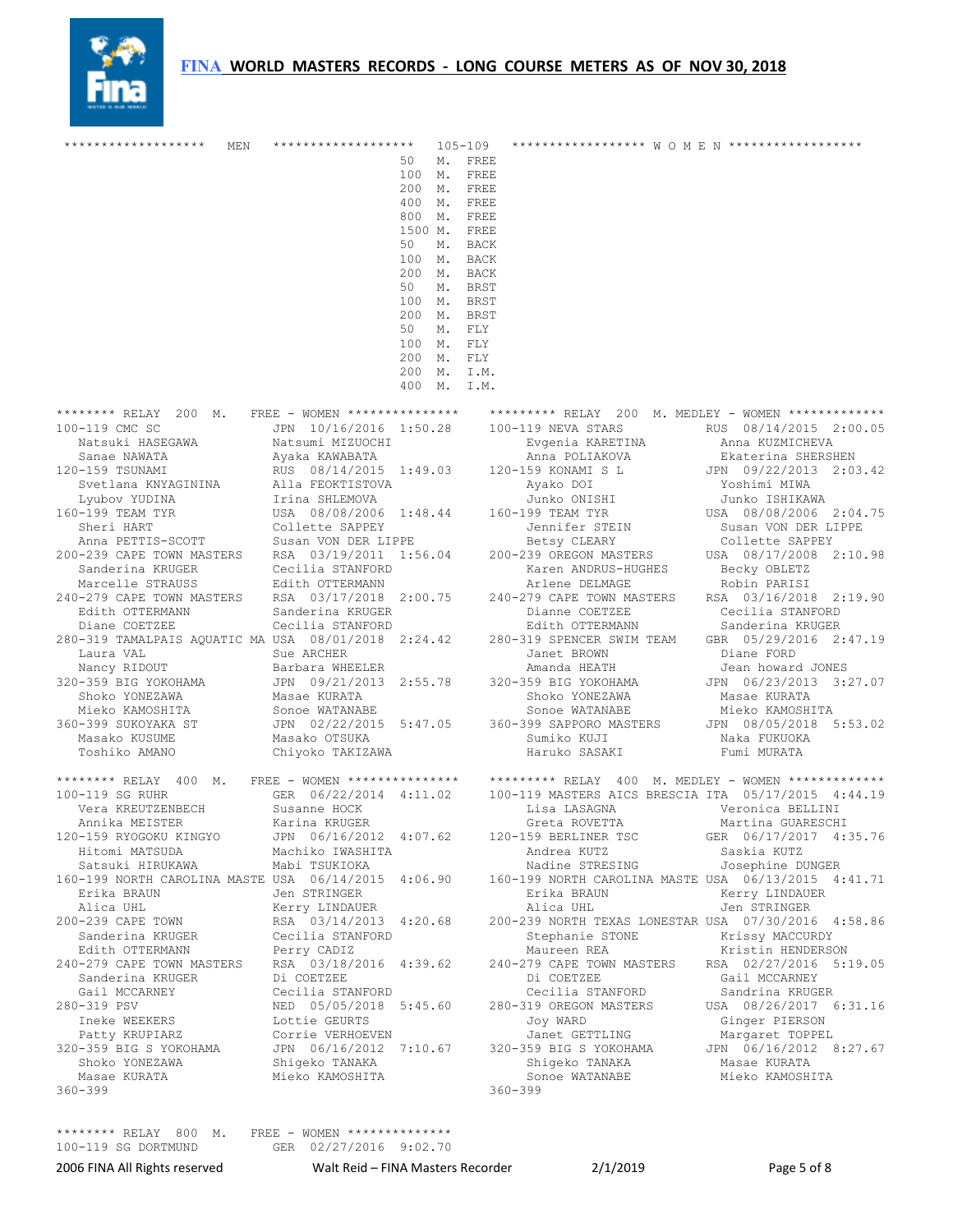## FINA WORLD MASTERS RECORDS - LONG COURSE METERS AS OF NOV 30, 2018

### 105-109

| MEN | Event | WOMEN |
|---|---|---|
| | 50 M. FREE | |
| | 100 M. FREE | |
| | 200 M. FREE | |
| | 400 M. FREE | |
| | 800 M. FREE | |
| | 1500 M. FREE | |
| | 50 M. BACK | |
| | 100 M. BACK | |
| | 200 M. BACK | |
| | 50 M. BRST | |
| | 100 M. BRST | |
| | 200 M. BRST | |
| | 50 M. FLY | |
| | 100 M. FLY | |
| | 200 M. FLY | |
| | 200 M. I.M. | |
| | 400 M. I.M. | |

### RELAY 200 M. FREE - WOMEN

| Age | Team | Country | Date | Time |
|---|---|---|---|---|
| 100-119 | CMC SC | JPN | 10/16/2016 | 1:50.28 |
| | Natsuki HASEGAWA, Natsumi MIZUOCHI, Sanae NAWATA, Ayaka KAWABATA | | | |
| 120-159 | TSUNAMI | RUS | 08/14/2015 | 1:49.03 |
| | Svetlana KNYAGININA, Alla FEOKTISTOVA, Lyubov YUDINA, Irina SHLEMOVA | | | |
| 160-199 | TEAM TYR | USA | 08/08/2006 | 1:48.44 |
| | Sheri HART, Collette SAPPEY, Anna PETTIS-SCOTT, Susan VON DER LIPPE | | | |
| 200-239 | CAPE TOWN MASTERS | RSA | 03/19/2011 | 1:56.04 |
| | Sanderina KRUGER, Cecilia STANFORD, Marcelle STRAUSS, Edith OTTERMANN | | | |
| 240-279 | CAPE TOWN MASTERS | RSA | 03/17/2018 | 2:00.75 |
| | Edith OTTERMANN, Sanderina KRUGER, Diane COETZEE, Cecilia STANFORD | | | |
| 280-319 | TAMALPAIS AQUATIC MA | USA | 08/01/2018 | 2:24.42 |
| | Laura VAL, Sue ARCHER, Nancy RIDOUT, Barbara WHEELER | | | |
| 320-359 | BIG YOKOHAMA | JPN | 09/21/2013 | 2:55.78 |
| | Shoko YONEZAWA, Masae KURATA, Mieko KAMOSHITA, Sonoe WATANABE | | | |
| 360-399 | SUKOYAKA ST | JPN | 02/22/2015 | 5:47.05 |
| | Masako KUSUME, Masako OTSUKA, Toshiko AMANO, Chiyoko TAKIZAWA | | | |

### RELAY 200 M. MEDLEY - WOMEN

| Age | Team | Country | Date | Time |
|---|---|---|---|---|
| 100-119 | NEVA STARS | RUS | 08/14/2015 | 2:00.05 |
| | Evgenia KARETINA, Anna KUZMICHEVA, Anna POLIAKOVA, Ekaterina SHERSHEN | | | |
| 120-159 | KONAMI S L | JPN | 09/22/2013 | 2:03.42 |
| | Ayako DOI, Yoshimi MIWA, Junko ONISHI, Junko ISHIKAWA | | | |
| 160-199 | TEAM TYR | USA | 08/08/2006 | 2:04.75 |
| | Jennifer STEIN, Susan VON DER LIPPE, Betsy CLEARY, Collette SAPPEY | | | |
| 200-239 | OREGON MASTERS | USA | 08/17/2008 | 2:10.98 |
| | Karen ANDRUS-HUGHES, Becky OBLETZ, Arlene DELMAGE, Robin PARISI | | | |
| 240-279 | CAPE TOWN MASTERS | RSA | 03/16/2018 | 2:19.90 |
| | Dianne COETZEE, Cecilia STANFORD, Edith OTTERMANN, Sanderina KRUGER | | | |
| 280-319 | SPENCER SWIM TEAM | GBR | 05/29/2016 | 2:47.19 |
| | Janet BROWN, Diane FORD, Amanda HEATH, Jean howard JONES | | | |
| 320-359 | BIG YOKOHAMA | JPN | 06/23/2013 | 3:27.07 |
| | Shoko YONEZAWA, Masae KURATA, Sonoe WATANABE, Mieko KAMOSHITA | | | |
| 360-399 | SAPPORO MASTERS | JPN | 08/05/2018 | 5:53.02 |
| | Sumiko KUJI, Naka FUKUOKA, Haruko SASAKI, Fumi MURATA | | | |

### RELAY 400 M. FREE - WOMEN

| Age | Team | Country | Date | Time |
|---|---|---|---|---|
| 100-119 | SG RUHR | GER | 06/22/2014 | 4:11.02 |
| | Vera KREUTZENBECH, Susanne HOCK, Annika MEISTER, Karina KRUGER | | | |
| 120-159 | RYOGOKU KINGYO | JPN | 06/16/2012 | 4:07.62 |
| | Hitomi MATSUDA, Machiko IWASHITA, Satsuki HIRUKAWA, Mabi TSUKIOKA | | | |
| 160-199 | NORTH CAROLINA MASTE | USA | 06/14/2015 | 4:06.90 |
| | Erika BRAUN, Jen STRINGER, Alica UHL, Kerry LINDAUER | | | |
| 200-239 | CAPE TOWN | RSA | 03/14/2013 | 4:20.68 |
| | Sanderina KRUGER, Cecilia STANFORD, Edith OTTERMANN, Perry CADIZ | | | |
| 240-279 | CAPE TOWN MASTERS | RSA | 03/18/2016 | 4:39.62 |
| | Sanderina KRUGER, Di COETZEE, Gail MCCARNEY, Cecilia STANFORD | | | |
| 280-319 | PSV | NED | 05/05/2018 | 5:45.60 |
| | Ineke WEEKERS, Lottie GEURTS, Patty KRUPIARZ, Corrie VERHOEVEN | | | |
| 320-359 | BIG S YOKOHAMA | JPN | 06/16/2012 | 7:10.67 |
| | Shoko YONEZAWA, Shigeko TANAKA, Masae KURATA, Mieko KAMOSHITA | | | |
| 360-399 | | | | |

### RELAY 400 M. MEDLEY - WOMEN

| Age | Team | Country | Date | Time |
|---|---|---|---|---|
| 100-119 | MASTERS AICS BRESCIA | ITA | 05/17/2015 | 4:44.19 |
| | Lisa LASAGNA, Veronica BELLINI, Greta ROVETTA, Martina GUARESCHI | | | |
| 120-159 | BERLINER TSC | GER | 06/17/2017 | 4:35.76 |
| | Andrea KUTZ, Saskia KUTZ, Nadine STRESING, Josephine DUNGER | | | |
| 160-199 | NORTH CAROLINA MASTE | USA | 06/13/2015 | 4:41.71 |
| | Erika BRAUN, Kerry LINDAUER, Alica UHL, Jen STRINGER | | | |
| 200-239 | NORTH TEXAS LONESTAR | USA | 07/30/2016 | 4:58.86 |
| | Stephanie STONE, Krissy MACCURDY, Maureen REA, Kristin HENDERSON | | | |
| 240-279 | CAPE TOWN MASTERS | RSA | 02/27/2016 | 5:19.05 |
| | Di COETZEE, Gail MCCARNEY, Cecilia STANFORD, Sandrina KRUGER | | | |
| 280-319 | OREGON MASTERS | USA | 08/26/2017 | 6:31.16 |
| | Joy WARD, Ginger PIERSON, Janet GETTLING, Margaret TOPPEL | | | |
| 320-359 | BIG S YOKOHAMA | JPN | 06/16/2012 | 8:27.67 |
| | Shigeko TANAKA, Masae KURATA, Sonoe WATANABE, Mieko KAMOSHITA | | | |
| 360-399 | | | | |

### RELAY 800 M. FREE - WOMEN

| Age | Team | Country | Date | Time |
|---|---|---|---|---|
| 100-119 | SG DORTMUND | GER | 02/27/2016 | 9:02.70 |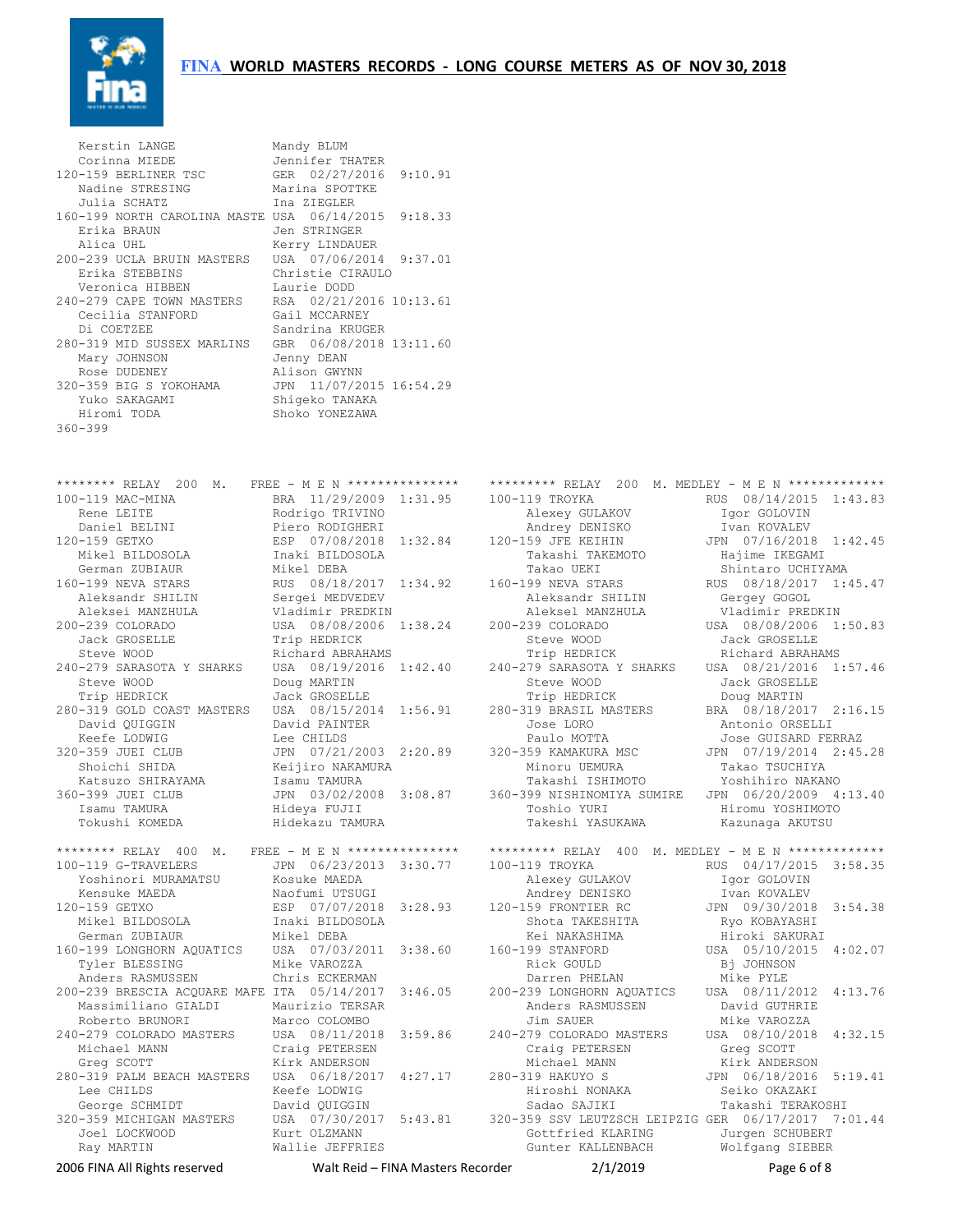# FINA WORLD MASTERS RECORDS - LONG COURSE METERS AS OF NOV 30, 2018

```
    Kerstin LANGE              Mandy BLUM
    Corinna MIEDE              Jennifer THATER
120-159 BERLINER TSC           GER  02/27/2016  9:10.91
    Nadine STRESING            Marina SPOTTKE
    Julia SCHATZ               Ina ZIEGLER
160-199 NORTH CAROLINA MASTE   USA  06/14/2015  9:18.33
    Erika BRAUN                Jen STRINGER
    Alica UHL                  Kerry LINDAUER
200-239 UCLA BRUIN MASTERS     USA  07/06/2014  9:37.01
    Erika STEBBINS             Christie CIRAULO
    Veronica HIBBEN            Laurie DODD
240-279 CAPE TOWN MASTERS      RSA  02/21/2016 10:13.61
    Cecilia STANFORD           Gail MCCARNEY
    Di COETZEE                 Sandrina KRUGER
280-319 MID SUSSEX MARLINS     GBR  06/08/2018 13:11.60
    Mary JOHNSON               Jenny DEAN
    Rose DUDENEY               Alison GWYNN
320-359 BIG S YOKOHAMA         JPN  11/07/2015 16:54.29
    Yuko SAKAGAMI              Shigeko TANAKA
    Hiromi TODA                Shoko YONEZAWA
360-399
```

```
******** RELAY  200  M.   FREE - M E N ***************
100-119 MAC-MINA               BRA  11/29/2009  1:31.95
    Rene LEITE                 Rodrigo TRIVINO
    Daniel BELINI              Piero RODIGHERI
120-159 GETXO                  ESP  07/08/2018  1:32.84
    Mikel BILDOSOLA            Inaki BILDOSOLA
    German ZUBIAUR             Mikel DEBA
160-199 NEVA STARS             RUS  08/18/2017  1:34.92
    Aleksandr SHILIN           Sergei MEDVEDEV
    Aleksei MANZHULA           Vladimir PREDKIN
200-239 COLORADO               USA  08/08/2006  1:38.24
    Jack GROSELLE              Trip HEDRICK
    Steve WOOD                 Richard ABRAHAMS
240-279 SARASOTA Y SHARKS      USA  08/19/2016  1:42.40
    Steve WOOD                 Doug MARTIN
    Trip HEDRICK               Jack GROSELLE
280-319 GOLD COAST MASTERS     USA  08/15/2014  1:56.91
    David QUIGGIN              David PAINTER
    Keefe LODWIG               Lee CHILDS
320-359 JUEI CLUB              JPN  07/21/2003  2:20.89
    Shoichi SHIDA              Keijiro NAKAMURA
    Katsuzo SHIRAYAMA          Isamu TAMURA
360-399 JUEI CLUB              JPN  03/02/2008  3:08.87
    Isamu TAMURA               Hideya FUJII
    Tokushi KOMEDA             Hidekazu TAMURA
```

```
******** RELAY  400  M.   FREE - M E N ***************
100-119 G-TRAVELERS            JPN  06/23/2013  3:30.77
    Yoshinori MURAMATSU        Kosuke MAEDA
    Kensuke MAEDA              Naofumi UTSUGI
120-159 GETXO                  ESP  07/07/2018  3:28.93
    Mikel BILDOSOLA            Inaki BILDOSOLA
    German ZUBIAUR             Mikel DEBA
160-199 LONGHORN AQUATICS      USA  07/03/2011  3:38.60
    Tyler BLESSING             Mike VAROZZA
    Anders RASMUSSEN           Chris ECKERMAN
200-239 BRESCIA ACQUARE MAFE   ITA  05/14/2017  3:46.05
    Massimiliano GIALDI        Maurizio TERSAR
    Roberto BRUNORI            Marco COLOMBO
240-279 COLORADO MASTERS       USA  08/11/2018  3:59.86
    Michael MANN               Craig PETERSEN
    Greg SCOTT                 Kirk ANDERSON
280-319 PALM BEACH MASTERS     USA  06/18/2017  4:27.17
    Lee CHILDS                 Keefe LODWIG
    George SCHMIDT             David QUIGGIN
320-359 MICHIGAN MASTERS       USA  07/30/2017  5:43.81
    Joel LOCKWOOD              Kurt OLZMANN
    Ray MARTIN                 Wallie JEFFRIES
```

```
********* RELAY  200  M. MEDLEY - M E N *************
100-119 TROYKA                 RUS  08/14/2015  1:43.83
    Alexey GULAKOV             Igor GOLOVIN
    Andrey DENISKO             Ivan KOVALEV
120-159 JFE KEIHIN             JPN  07/16/2018  1:42.45
    Takashi TAKEMOTO           Hajime IKEGAMI
    Takao UEKI                 Shintaro UCHIYAMA
160-199 NEVA STARS             RUS  08/18/2017  1:45.47
    Aleksandr SHILIN           Gergey GOGOL
    Aleksel MANZHULA           Vladimir PREDKIN
200-239 COLORADO               USA  08/08/2006  1:50.83
    Steve WOOD                 Jack GROSELLE
    Trip HEDRICK               Richard ABRAHAMS
240-279 SARASOTA Y SHARKS      USA  08/21/2016  1:57.46
    Steve WOOD                 Jack GROSELLE
    Trip HEDRICK               Doug MARTIN
280-319 BRASIL MASTERS         BRA  08/18/2017  2:16.15
    Jose LORO                  Antonio ORSELLI
    Paulo MOTTA                Jose GUISARD FERRAZ
320-359 KAMAKURA MSC           JPN  07/19/2014  2:45.28
    Minoru UEMURA              Takao TSUCHIYA
    Takashi ISHIMOTO           Yoshihiro NAKANO
360-399 NISHINOMIYA SUMIRE     JPN  06/20/2009  4:13.40
    Toshio YURI                Hiromu YOSHIMOTO
    Takeshi YASUKAWA           Kazunaga AKUTSU
```

```
********* RELAY  400  M. MEDLEY - M E N *************
100-119 TROYKA                 RUS  04/17/2015  3:58.35
    Alexey GULAKOV             Igor GOLOVIN
    Andrey DENISKO             Ivan KOVALEV
120-159 FRONTIER RC            JPN  09/30/2018  3:54.38
    Shota TAKESHITA            Ryo KOBAYASHI
    Kei NAKASHIMA              Hiroki SAKURAI
160-199 STANFORD               USA  05/10/2015  4:02.07
    Rick GOULD                 Bj JOHNSON
    Darren PHELAN              Mike PYLE
200-239 LONGHORN AQUATICS      USA  08/11/2012  4:13.76
    Anders RASMUSSEN           David GUTHRIE
    Jim SAUER                  Mike VAROZZA
240-279 COLORADO MASTERS       USA  08/10/2018  4:32.15
    Craig PETERSEN             Greg SCOTT
    Michael MANN               Kirk ANDERSON
280-319 HAKUYO S               JPN  06/18/2016  5:19.41
    Hiroshi NONAKA             Seiko OKAZAKI
    Sadao SAJIKI               Takashi TERAKOSHI
320-359 SSV LEUTZSCH LEIPZIG   GER  06/17/2017  7:01.44
    Gottfried KLARING          Jurgen SCHUBERT
    Gunter KALLENBACH          Wolfgang SIEBER
```

2006 FINA All Rights reserved    Walt Reid – FINA Masters Recorder    2/1/2019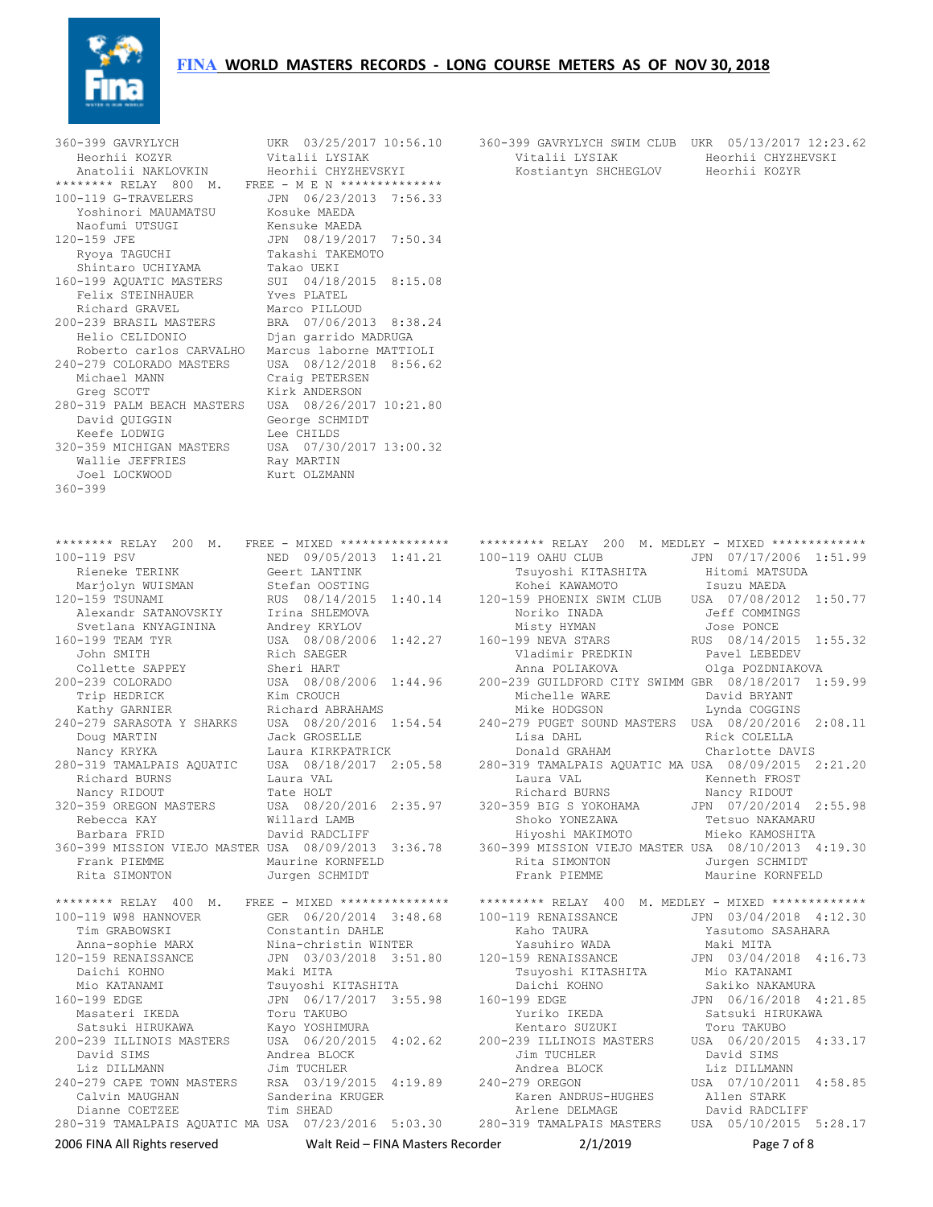# FINA WORLD MASTERS RECORDS - LONG COURSE METERS AS OF NOV 30, 2018

```
360-399 GAVRYLYCH              UKR  03/25/2017 10:56.10
    Heorhii KOZYR              Vitalii LYSIAK
    Anatolii NAKLOVKIN         Heorhii CHYZHEVSKYI
******** RELAY  800  M.    FREE - M E N **************
100-119 G-TRAVELERS            JPN  06/23/2013  7:56.33
    Yoshinori MAUAMATSU        Kosuke MAEDA
    Naofumi UTSUGI             Kensuke MAEDA
120-159 JFE                    JPN  08/19/2017  7:50.34
    Ryoya TAGUCHI              Takashi TAKEMOTO
    Shintaro UCHIYAMA          Takao UEKI
160-199 AQUATIC MASTERS        SUI  04/18/2015  8:15.08
    Felix STEINHAUER           Yves PLATEL
    Richard GRAVEL             Marco PILLOUD
200-239 BRASIL MASTERS         BRA  07/06/2013  8:38.24
    Helio CELIDONIO            Djan garrido MADRUGA
    Roberto carlos CARVALHO    Marcus laborne MATTIOLI
240-279 COLORADO MASTERS       USA  08/12/2018  8:56.62
    Michael MANN               Craig PETERSEN
    Greg SCOTT                 Kirk ANDERSON
280-319 PALM BEACH MASTERS     USA  08/26/2017 10:21.80
    David QUIGGIN              George SCHMIDT
    Keefe LODWIG               Lee CHILDS
320-359 MICHIGAN MASTERS       USA  07/30/2017 13:00.32
    Wallie JEFFRIES            Ray MARTIN
    Joel LOCKWOOD              Kurt OLZMANN
360-399
```

```
360-399 GAVRYLYCH SWIM CLUB  UKR  05/13/2017 12:23.62
    Vitalii LYSIAK             Heorhii CHYZHEVSKI
    Kostiantyn SHCHEGLOV       Heorhii KOZYR
```

```
******** RELAY  200  M.    FREE - MIXED ***************
100-119 PSV                    NED  09/05/2013  1:41.21
    Rieneke TERINK             Geert LANTINK
    Marjolyn WUISMAN           Stefan OOSTING
120-159 TSUNAMI                RUS  08/14/2015  1:40.14
    Alexandr SATANOVSKIY       Irina SHLEMOVA
    Svetlana KNYAGININA        Andrey KRYLOV
160-199 TEAM TYR               USA  08/08/2006  1:42.27
    John SMITH                 Rich SAEGER
    Collette SAPPEY            Sheri HART
200-239 COLORADO               USA  08/08/2006  1:44.96
    Trip HEDRICK               Kim CROUCH
    Kathy GARNIER              Richard ABRAHAMS
240-279 SARASOTA Y SHARKS      USA  08/20/2016  1:54.54
    Doug MARTIN                Jack GROSELLE
    Nancy KRYKA                Laura KIRKPATRICK
280-319 TAMALPAIS AQUATIC      USA  08/18/2017  2:05.58
    Richard BURNS              Laura VAL
    Nancy RIDOUT               Tate HOLT
320-359 OREGON MASTERS         USA  08/20/2016  2:35.97
    Rebecca KAY                Willard LAMB
    Barbara FRID               David RADCLIFF
360-399 MISSION VIEJO MASTER USA  08/09/2013  3:36.78
    Frank PIEMME               Maurine KORNFELD
    Rita SIMONTON              Jurgen SCHMIDT

******** RELAY  400  M.    FREE - MIXED ***************
100-119 W98 HANNOVER           GER  06/20/2014  3:48.68
    Tim GRABOWSKI              Constantin DAHLE
    Anna-sophie MARX           Nina-christin WINTER
120-159 RENAISSANCE            JPN  03/03/2018  3:51.80
    Daichi KOHNO               Maki MITA
    Mio KATANAMI               Tsuyoshi KITASHITA
160-199 EDGE                   JPN  06/17/2017  3:55.98
    Masateri IKEDA             Toru TAKUBO
    Satsuki HIRUKAWA           Kayo YOSHIMURA
200-239 ILLINOIS MASTERS       USA  06/20/2015  4:02.62
    David SIMS                 Andrea BLOCK
    Liz DILLMANN               Jim TUCHLER
240-279 CAPE TOWN MASTERS      RSA  03/19/2015  4:19.89
    Calvin MAUGHAN             Sanderina KRUGER
    Dianne COETZEE             Tim SHEAD
280-319 TAMALPAIS AQUATIC MA USA  07/23/2016  5:03.30
```

```
********* RELAY  200  M. MEDLEY - MIXED *************
100-119 OAHU CLUB              JPN  07/17/2006  1:51.99
    Tsuyoshi KITASHITA         Hitomi MATSUDA
    Kohei KAWAMOTO             Isuzu MAEDA
120-159 PHOENIX SWIM CLUB      USA  07/08/2012  1:50.77
    Noriko INADA               Jeff COMMINGS
    Misty HYMAN                Jose PONCE
160-199 NEVA STARS             RUS  08/14/2015  1:55.32
    Vladimir PREDKIN           Pavel LEBEDEV
    Anna POLIAKOVA             Olga POZDNIAKOVA
200-239 GUILDFORD CITY SWIMM GBR  08/18/2017  1:59.99
    Michelle WARE              David BRYANT
    Mike HODGSON               Lynda COGGINS
240-279 PUGET SOUND MASTERS  USA  08/20/2016  2:08.11
    Lisa DAHL                  Rick COLELLA
    Donald GRAHAM              Charlotte DAVIS
280-319 TAMALPAIS AQUATIC MA USA  08/09/2015  2:21.20
    Laura VAL                  Kenneth FROST
    Richard BURNS              Nancy RIDOUT
320-359 BIG S YOKOHAMA         JPN  07/20/2014  2:55.98
    Shoko YONEZAWA             Tetsuo NAKAMARU
    Hiyoshi MAKIMOTO           Mieko KAMOSHITA
360-399 MISSION VIEJO MASTER USA  08/10/2013  4:19.30
    Rita SIMONTON              Jurgen SCHMIDT
    Frank PIEMME               Maurine KORNFELD

********* RELAY  400  M. MEDLEY - MIXED *************
100-119 RENAISSANCE            JPN  03/04/2018  4:12.30
    Kaho TAURA                 Yasutomo SASAHARA
    Yasuhiro WADA              Maki MITA
120-159 RENAISSANCE            JPN  03/04/2018  4:16.73
    Tsuyoshi KITASHITA         Mio KATANAMI
    Daichi KOHNO               Sakiko NAKAMURA
160-199 EDGE                   JPN  06/16/2018  4:21.85
    Yuriko IKEDA               Satsuki HIRUKAWA
    Kentaro SUZUKI             Toru TAKUBO
200-239 ILLINOIS MASTERS       USA  06/20/2015  4:33.17
    Jim TUCHLER                David SIMS
    Andrea BLOCK               Liz DILLMANN
240-279 OREGON                 USA  07/10/2011  4:58.85
    Karen ANDRUS-HUGHES        Allen STARK
    Arlene DELMAGE             David RADCLIFF
280-319 TAMALPAIS MASTERS      USA  05/10/2015  5:28.17
```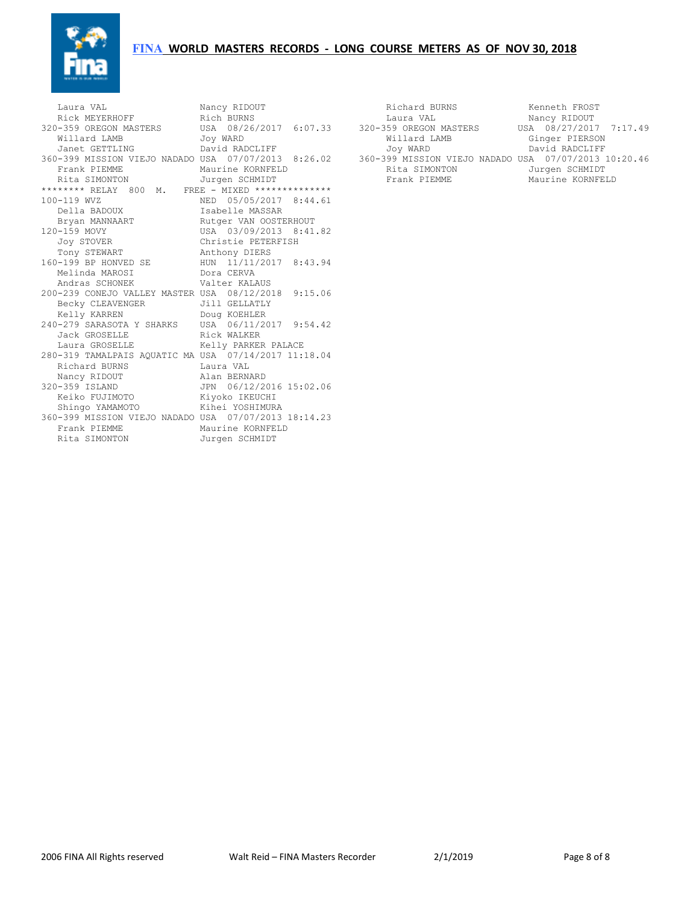## FINA WORLD MASTERS RECORDS - LONG COURSE METERS AS OF NOV 30, 2018

```
   Laura VAL                Nancy RIDOUT
   Rick MEYERHOFF           Rich BURNS
320-359 OREGON MASTERS      USA  08/26/2017  6:07.33
   Willard LAMB             Joy WARD
   Janet GETTLING           David RADCLIFF
360-399 MISSION VIEJO NADADO USA  07/07/2013  8:26.02
   Frank PIEMME             Maurine KORNFELD
   Rita SIMONTON            Jurgen SCHMIDT
******** RELAY  800  M.   FREE - MIXED **************
100-119 WVZ                 NED  05/05/2017  8:44.61
   Della BADOUX             Isabelle MASSAR
   Bryan MANNAART           Rutger VAN OOSTERHOUT
120-159 MOVY                USA  03/09/2013  8:41.82
   Joy STOVER               Christie PETERFISH
   Tony STEWART             Anthony DIERS
160-199 BP HONVED SE        HUN  11/11/2017  8:43.94
   Melinda MAROSI           Dora CERVA
   Andras SCHONEK           Valter KALAUS
200-239 CONEJO VALLEY MASTER USA  08/12/2018  9:15.06
   Becky CLEAVENGER         Jill GELLATLY
   Kelly KARREN             Doug KOEHLER
240-279 SARASOTA Y SHARKS   USA  06/11/2017  9:54.42
   Jack GROSELLE            Rick WALKER
   Laura GROSELLE           Kelly PARKER PALACE
280-319 TAMALPAIS AQUATIC MA USA  07/14/2017 11:18.04
   Richard BURNS            Laura VAL
   Nancy RIDOUT             Alan BERNARD
320-359 ISLAND              JPN  06/12/2016 15:02.06
   Keiko FUJIMOTO           Kiyoko IKEUCHI
   Shingo YAMAMOTO          Kihei YOSHIMURA
360-399 MISSION VIEJO NADADO USA  07/07/2013 18:14.23
   Frank PIEMME             Maurine KORNFELD
   Rita SIMONTON            Jurgen SCHMIDT
```

```
     Richard BURNS            Kenneth FROST
     Laura VAL                Nancy RIDOUT
320-359 OREGON MASTERS      USA  08/27/2017  7:17.49
     Willard LAMB             Ginger PIERSON
     Joy WARD                 David RADCLIFF
360-399 MISSION VIEJO NADADO USA  07/07/2013 10:20.46
     Rita SIMONTON            Jurgen SCHMIDT
     Frank PIEMME             Maurine KORNFELD
```